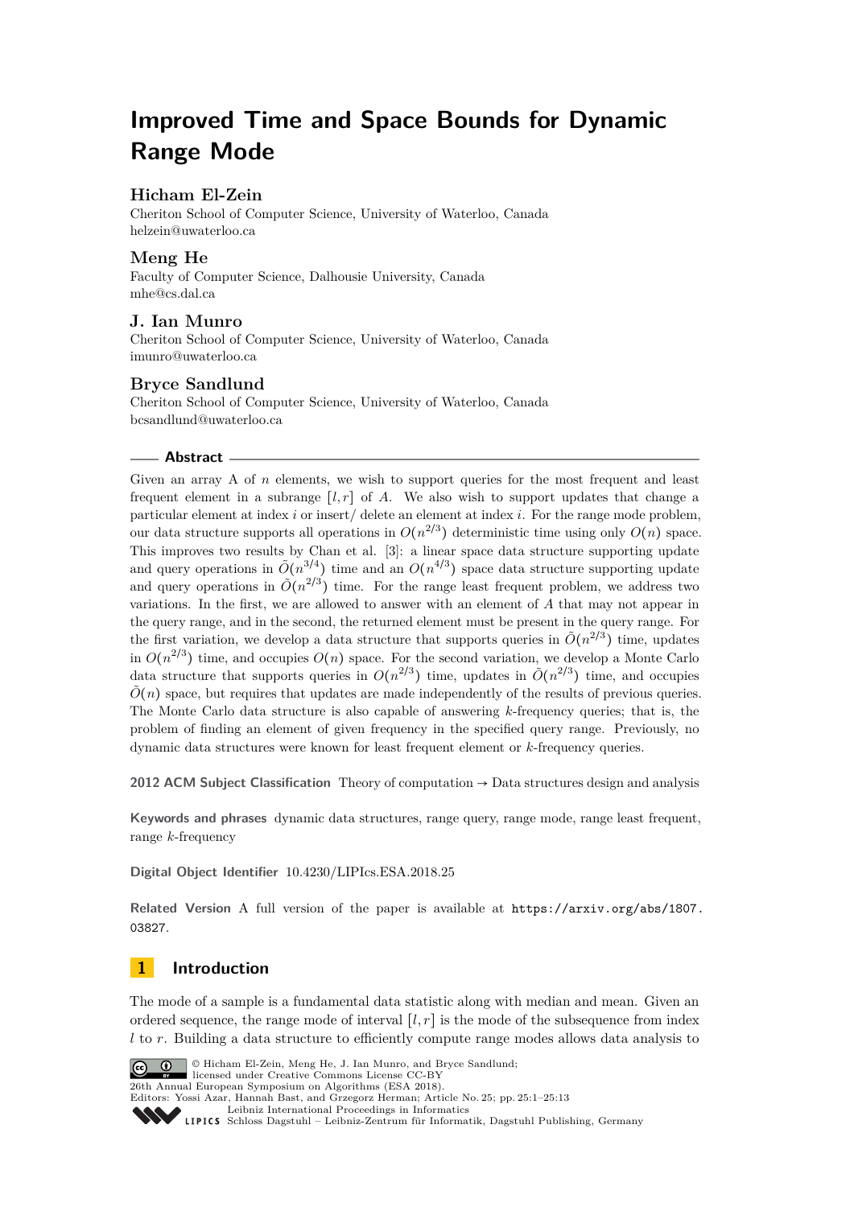# Improved Time and Space Bounds for Dynamic Range Mode

**Hicham El-Zein**
Cheriton School of Computer Science, University of Waterloo, Canada
helzein@uwaterloo.ca

**Meng He**
Faculty of Computer Science, Dalhousie University, Canada
mhe@cs.dal.ca

**J. Ian Munro**
Cheriton School of Computer Science, University of Waterloo, Canada
imunro@uwaterloo.ca

**Bryce Sandlund**
Cheriton School of Computer Science, University of Waterloo, Canada
bcsandlund@uwaterloo.ca

## Abstract

Given an array A of $n$ elements, we wish to support queries for the most frequent and least frequent element in a subrange $[l, r]$ of $A$. We also wish to support updates that change a particular element at index $i$ or insert/ delete an element at index $i$. For the range mode problem, our data structure supports all operations in $O(n^{2/3})$ deterministic time using only $O(n)$ space. This improves two results by Chan et al. [3]: a linear space data structure supporting update and query operations in $\tilde{O}(n^{3/4})$ time and an $O(n^{4/3})$ space data structure supporting update and query operations in $\tilde{O}(n^{2/3})$ time. For the range least frequent problem, we address two variations. In the first, we are allowed to answer with an element of $A$ that may not appear in the query range, and in the second, the returned element must be present in the query range. For the first variation, we develop a data structure that supports queries in $\tilde{O}(n^{2/3})$ time, updates in $O(n^{2/3})$ time, and occupies $O(n)$ space. For the second variation, we develop a Monte Carlo data structure that supports queries in $O(n^{2/3})$ time, updates in $\tilde{O}(n^{2/3})$ time, and occupies $\tilde{O}(n)$ space, but requires that updates are made independently of the results of previous queries. The Monte Carlo data structure is also capable of answering $k$-frequency queries; that is, the problem of finding an element of given frequency in the specified query range. Previously, no dynamic data structures were known for least frequent element or $k$-frequency queries.

**2012 ACM Subject Classification** Theory of computation → Data structures design and analysis

**Keywords and phrases** dynamic data structures, range query, range mode, range least frequent, range $k$-frequency

**Digital Object Identifier** 10.4230/LIPIcs.ESA.2018.25

**Related Version** A full version of the paper is available at https://arxiv.org/abs/1807.03827.

## 1 Introduction

The mode of a sample is a fundamental data statistic along with median and mean. Given an ordered sequence, the range mode of interval $[l, r]$ is the mode of the subsequence from index $l$ to $r$. Building a data structure to efficiently compute range modes allows data analysis to

© Hicham El-Zein, Meng He, J. Ian Munro, and Bryce Sandlund;
licensed under Creative Commons License CC-BY
26th Annual European Symposium on Algorithms (ESA 2018).
Editors: Yossi Azar, Hannah Bast, and Grzegorz Herman; Article No. 25; pp. 25:1–25:13
Leibniz International Proceedings in Informatics
Schloss Dagstuhl – Leibniz-Zentrum für Informatik, Dagstuhl Publishing, Germany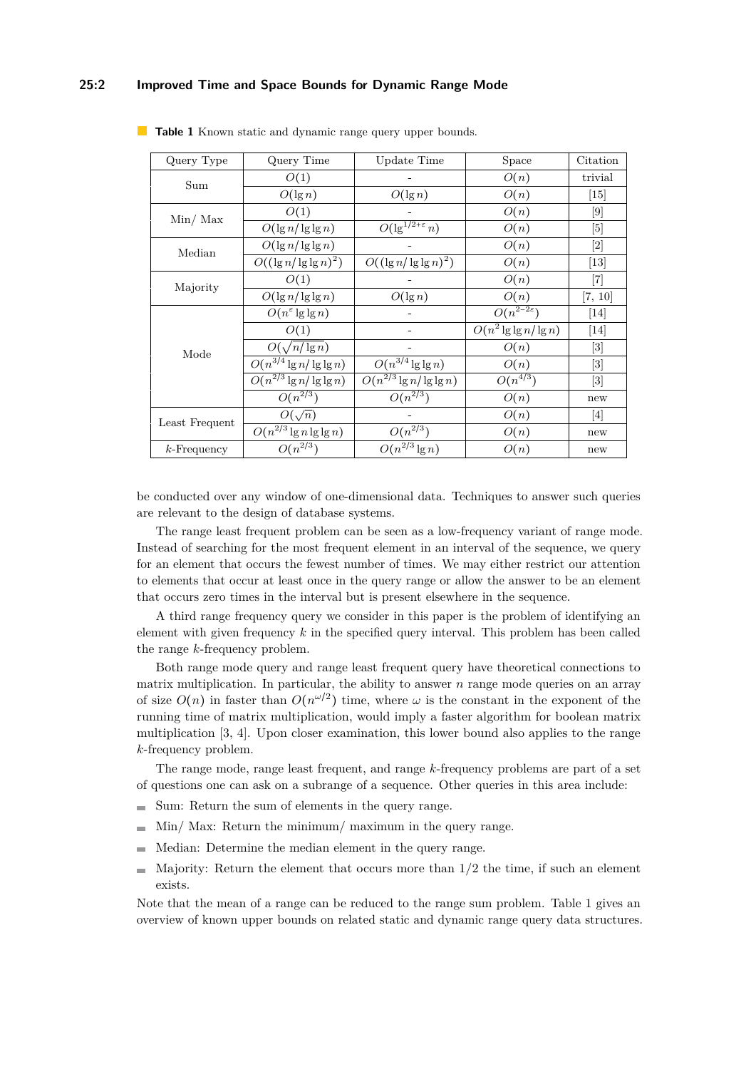**Table 1** Known static and dynamic range query upper bounds.

| Query Type | Query Time | Update Time | Space | Citation |
|---|---|---|---|---|
| Sum | $O(1)$ | - | $O(n)$ | trivial |
| | $O(\lg n)$ | $O(\lg n)$ | $O(n)$ | [15] |
| Min/ Max | $O(1)$ | - | $O(n)$ | [9] |
| | $O(\lg n/\lg\lg n)$ | $O(\lg^{1/2+\varepsilon} n)$ | $O(n)$ | [5] |
| Median | $O(\lg n/\lg\lg n)$ | - | $O(n)$ | [2] |
| | $O((\lg n/\lg\lg n)^2)$ | $O((\lg n/\lg\lg n)^2)$ | $O(n)$ | [13] |
| Majority | $O(1)$ | - | $O(n)$ | [7] |
| | $O(\lg n/\lg\lg n)$ | $O(\lg n)$ | $O(n)$ | [7, 10] |
| Mode | $O(n^{\varepsilon}\lg\lg n)$ | - | $O(n^{2-2\varepsilon})$ | [14] |
| | $O(1)$ | - | $O(n^2\lg\lg n/\lg n)$ | [14] |
| | $O(\sqrt{n/\lg n})$ | - | $O(n)$ | [3] |
| | $O(n^{3/4}\lg n/\lg\lg n)$ | $O(n^{3/4}\lg\lg n)$ | $O(n)$ | [3] |
| | $O(n^{2/3}\lg n/\lg\lg n)$ | $O(n^{2/3}\lg n/\lg\lg n)$ | $O(n^{4/3})$ | [3] |
| | $O(n^{2/3})$ | $O(n^{2/3})$ | $O(n)$ | new |
| Least Frequent | $O(\sqrt{n})$ | - | $O(n)$ | [4] |
| | $O(n^{2/3}\lg n\lg\lg n)$ | $O(n^{2/3})$ | $O(n)$ | new |
| $k$-Frequency | $O(n^{2/3})$ | $O(n^{2/3}\lg n)$ | $O(n)$ | new |

be conducted over any window of one-dimensional data. Techniques to answer such queries are relevant to the design of database systems.

The range least frequent problem can be seen as a low-frequency variant of range mode. Instead of searching for the most frequent element in an interval of the sequence, we query for an element that occurs the fewest number of times. We may either restrict our attention to elements that occur at least once in the query range or allow the answer to be an element that occurs zero times in the interval but is present elsewhere in the sequence.

A third range frequency query we consider in this paper is the problem of identifying an element with given frequency $k$ in the specified query interval. This problem has been called the range $k$-frequency problem.

Both range mode query and range least frequent query have theoretical connections to matrix multiplication. In particular, the ability to answer $n$ range mode queries on an array of size $O(n)$ in faster than $O(n^{\omega/2})$ time, where $\omega$ is the constant in the exponent of the running time of matrix multiplication, would imply a faster algorithm for boolean matrix multiplication [3, 4]. Upon closer examination, this lower bound also applies to the range $k$-frequency problem.

The range mode, range least frequent, and range $k$-frequency problems are part of a set of questions one can ask on a subrange of a sequence. Other queries in this area include:

- Sum: Return the sum of elements in the query range.
- Min/ Max: Return the minimum/ maximum in the query range.
- Median: Determine the median element in the query range.
- Majority: Return the element that occurs more than $1/2$ the time, if such an element exists.

Note that the mean of a range can be reduced to the range sum problem. Table 1 gives an overview of known upper bounds on related static and dynamic range query data structures.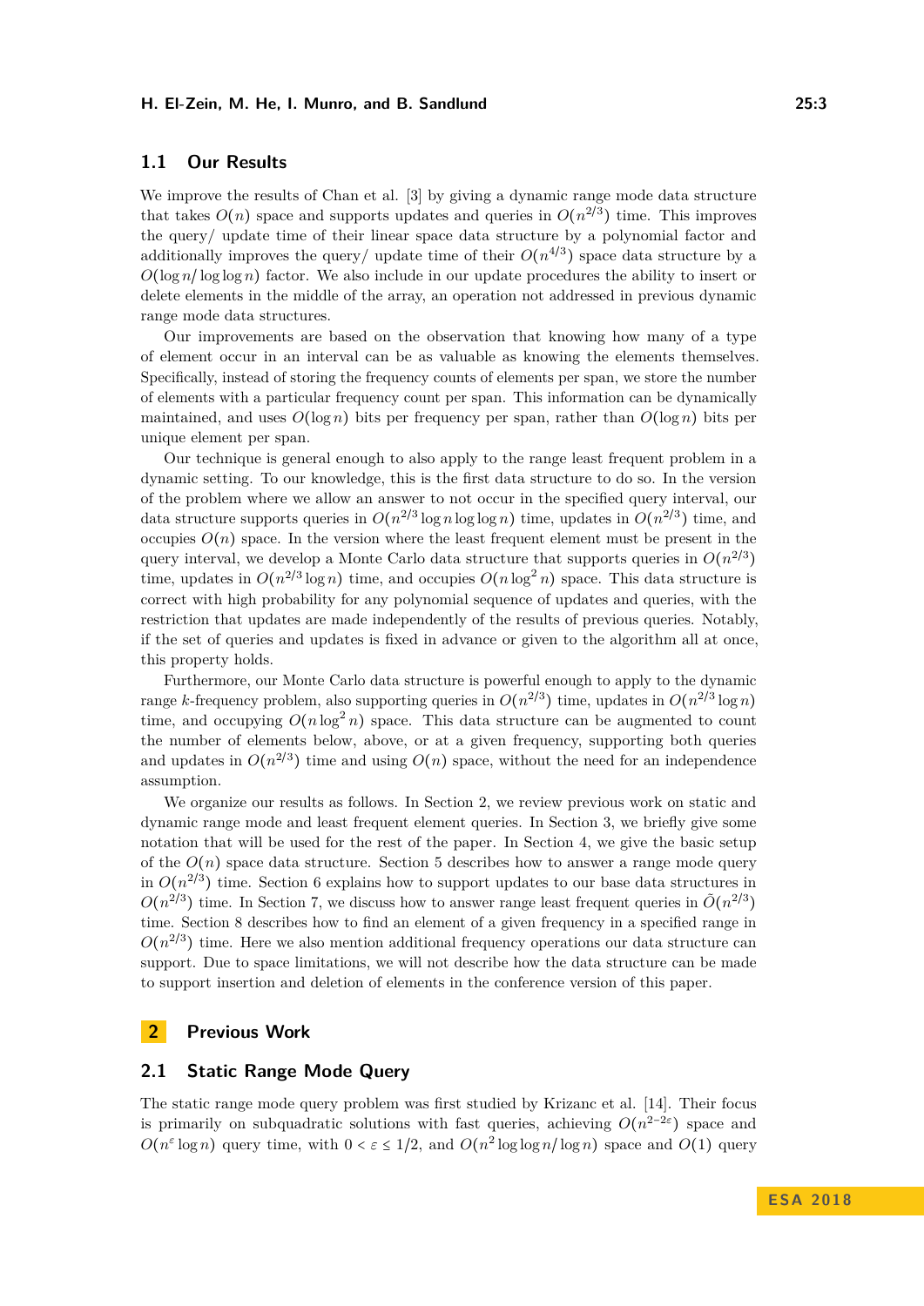### 1.1 Our Results

We improve the results of Chan et al. [3] by giving a dynamic range mode data structure that takes $O(n)$ space and supports updates and queries in $O(n^{2/3})$ time. This improves the query/ update time of their linear space data structure by a polynomial factor and additionally improves the query/ update time of their $O(n^{4/3})$ space data structure by a $O(\log n/ \log\log n)$ factor. We also include in our update procedures the ability to insert or delete elements in the middle of the array, an operation not addressed in previous dynamic range mode data structures.

Our improvements are based on the observation that knowing how many of a type of element occur in an interval can be as valuable as knowing the elements themselves. Specifically, instead of storing the frequency counts of elements per span, we store the number of elements with a particular frequency count per span. This information can be dynamically maintained, and uses $O(\log n)$ bits per frequency per span, rather than $O(\log n)$ bits per unique element per span.

Our technique is general enough to also apply to the range least frequent problem in a dynamic setting. To our knowledge, this is the first data structure to do so. In the version of the problem where we allow an answer to not occur in the specified query interval, our data structure supports queries in $O(n^{2/3} \log n \log\log n)$ time, updates in $O(n^{2/3})$ time, and occupies $O(n)$ space. In the version where the least frequent element must be present in the query interval, we develop a Monte Carlo data structure that supports queries in $O(n^{2/3})$ time, updates in $O(n^{2/3} \log n)$ time, and occupies $O(n \log^2 n)$ space. This data structure is correct with high probability for any polynomial sequence of updates and queries, with the restriction that updates are made independently of the results of previous queries. Notably, if the set of queries and updates is fixed in advance or given to the algorithm all at once, this property holds.

Furthermore, our Monte Carlo data structure is powerful enough to apply to the dynamic range $k$-frequency problem, also supporting queries in $O(n^{2/3})$ time, updates in $O(n^{2/3} \log n)$ time, and occupying $O(n \log^2 n)$ space. This data structure can be augmented to count the number of elements below, above, or at a given frequency, supporting both queries and updates in $O(n^{2/3})$ time and using $O(n)$ space, without the need for an independence assumption.

We organize our results as follows. In Section 2, we review previous work on static and dynamic range mode and least frequent element queries. In Section 3, we briefly give some notation that will be used for the rest of the paper. In Section 4, we give the basic setup of the $O(n)$ space data structure. Section 5 describes how to answer a range mode query in $O(n^{2/3})$ time. Section 6 explains how to support updates to our base data structures in $O(n^{2/3})$ time. In Section 7, we discuss how to answer range least frequent queries in $\tilde{O}(n^{2/3})$ time. Section 8 describes how to find an element of a given frequency in a specified range in $O(n^{2/3})$ time. Here we also mention additional frequency operations our data structure can support. Due to space limitations, we will not describe how the data structure can be made to support insertion and deletion of elements in the conference version of this paper.

## 2 Previous Work

### 2.1 Static Range Mode Query

The static range mode query problem was first studied by Krizanc et al. [14]. Their focus is primarily on subquadratic solutions with fast queries, achieving $O(n^{2-2\varepsilon})$ space and $O(n^{\varepsilon} \log n)$ query time, with $0 < \varepsilon \leq 1/2$, and $O(n^2 \log\log n/ \log n)$ space and $O(1)$ query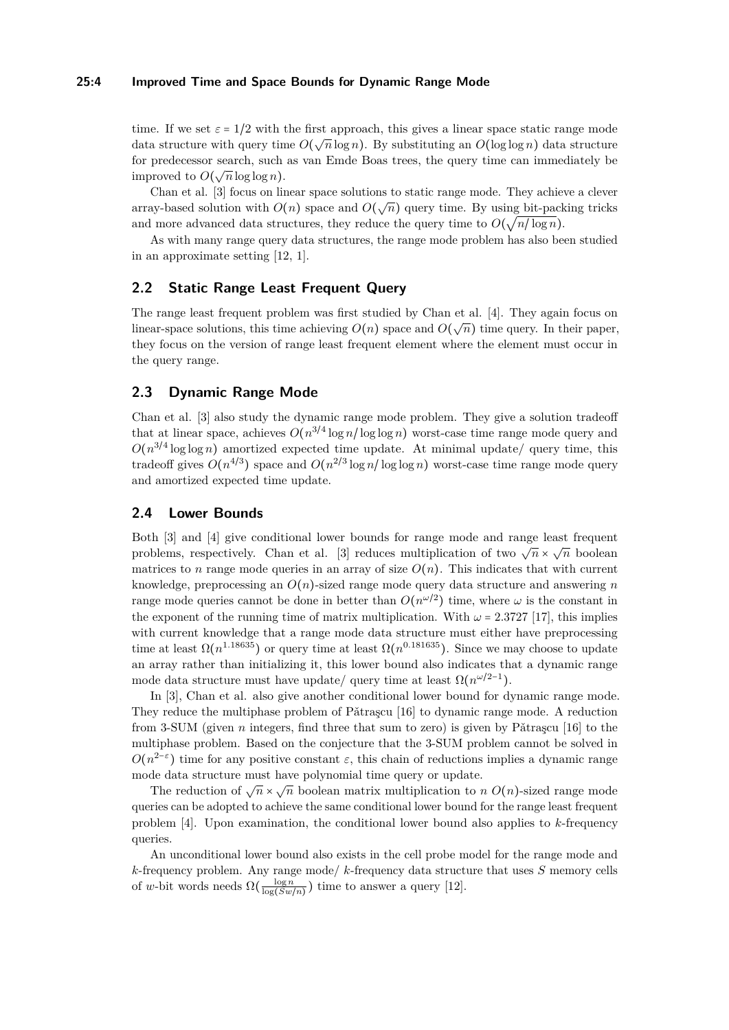time. If we set $\varepsilon = 1/2$ with the first approach, this gives a linear space static range mode data structure with query time $O(\sqrt{n}\log n)$. By substituting an $O(\log\log n)$ data structure for predecessor search, such as van Emde Boas trees, the query time can immediately be improved to $O(\sqrt{n}\log\log n)$.

Chan et al. [3] focus on linear space solutions to static range mode. They achieve a clever array-based solution with $O(n)$ space and $O(\sqrt{n})$ query time. By using bit-packing tricks and more advanced data structures, they reduce the query time to $O(\sqrt{n/\log n})$.

As with many range query data structures, the range mode problem has also been studied in an approximate setting [12, 1].

## 2.2 Static Range Least Frequent Query

The range least frequent problem was first studied by Chan et al. [4]. They again focus on linear-space solutions, this time achieving $O(n)$ space and $O(\sqrt{n})$ time query. In their paper, they focus on the version of range least frequent element where the element must occur in the query range.

## 2.3 Dynamic Range Mode

Chan et al. [3] also study the dynamic range mode problem. They give a solution tradeoff that at linear space, achieves $O(n^{3/4}\log n/\log\log n)$ worst-case time range mode query and $O(n^{3/4}\log\log n)$ amortized expected time update. At minimal update/ query time, this tradeoff gives $O(n^{4/3})$ space and $O(n^{2/3}\log n/\log\log n)$ worst-case time range mode query and amortized expected time update.

## 2.4 Lower Bounds

Both [3] and [4] give conditional lower bounds for range mode and range least frequent problems, respectively. Chan et al. [3] reduces multiplication of two $\sqrt{n}\times\sqrt{n}$ boolean matrices to $n$ range mode queries in an array of size $O(n)$. This indicates that with current knowledge, preprocessing an $O(n)$-sized range mode query data structure and answering $n$ range mode queries cannot be done in better than $O(n^{\omega/2})$ time, where $\omega$ is the constant in the exponent of the running time of matrix multiplication. With $\omega = 2.3727$ [17], this implies with current knowledge that a range mode data structure must either have preprocessing time at least $\Omega(n^{1.18635})$ or query time at least $\Omega(n^{0.181635})$. Since we may choose to update an array rather than initializing it, this lower bound also indicates that a dynamic range mode data structure must have update/ query time at least $\Omega(n^{\omega/2-1})$.

In [3], Chan et al. also give another conditional lower bound for dynamic range mode. They reduce the multiphase problem of Pătraşcu [16] to dynamic range mode. A reduction from 3-SUM (given $n$ integers, find three that sum to zero) is given by Pătraşcu [16] to the multiphase problem. Based on the conjecture that the 3-SUM problem cannot be solved in $O(n^{2-\varepsilon})$ time for any positive constant $\varepsilon$, this chain of reductions implies a dynamic range mode data structure must have polynomial time query or update.

The reduction of $\sqrt{n}\times\sqrt{n}$ boolean matrix multiplication to $n$ $O(n)$-sized range mode queries can be adopted to achieve the same conditional lower bound for the range least frequent problem [4]. Upon examination, the conditional lower bound also applies to $k$-frequency queries.

An unconditional lower bound also exists in the cell probe model for the range mode and $k$-frequency problem. Any range mode/ $k$-frequency data structure that uses $S$ memory cells of $w$-bit words needs $\Omega(\frac{\log n}{\log(Sw/n)})$ time to answer a query [12].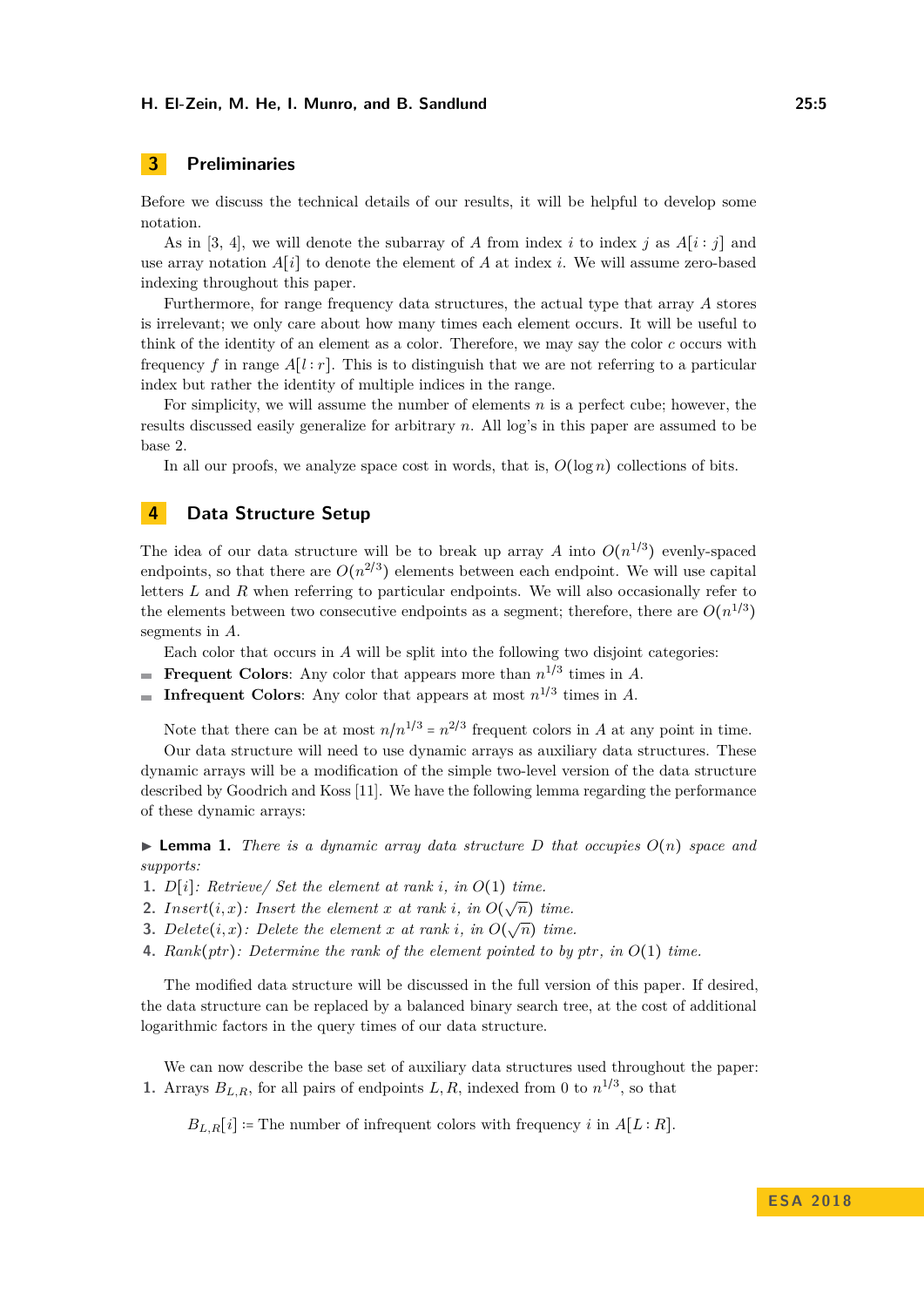## 3 Preliminaries

Before we discuss the technical details of our results, it will be helpful to develop some notation.

As in [3, 4], we will denote the subarray of $A$ from index $i$ to index $j$ as $A[i:j]$ and use array notation $A[i]$ to denote the element of $A$ at index $i$. We will assume zero-based indexing throughout this paper.

Furthermore, for range frequency data structures, the actual type that array $A$ stores is irrelevant; we only care about how many times each element occurs. It will be useful to think of the identity of an element as a color. Therefore, we may say the color $c$ occurs with frequency $f$ in range $A[l:r]$. This is to distinguish that we are not referring to a particular index but rather the identity of multiple indices in the range.

For simplicity, we will assume the number of elements $n$ is a perfect cube; however, the results discussed easily generalize for arbitrary $n$. All log's in this paper are assumed to be base 2.

In all our proofs, we analyze space cost in words, that is, $O(\log n)$ collections of bits.

## 4 Data Structure Setup

The idea of our data structure will be to break up array $A$ into $O(n^{1/3})$ evenly-spaced endpoints, so that there are $O(n^{2/3})$ elements between each endpoint. We will use capital letters $L$ and $R$ when referring to particular endpoints. We will also occasionally refer to the elements between two consecutive endpoints as a segment; therefore, there are $O(n^{1/3})$ segments in $A$.

Each color that occurs in $A$ will be split into the following two disjoint categories:

- **Frequent Colors**: Any color that appears more than $n^{1/3}$ times in $A$.
- **Infrequent Colors**: Any color that appears at most $n^{1/3}$ times in $A$.

Note that there can be at most $n/n^{1/3} = n^{2/3}$ frequent colors in $A$ at any point in time.

Our data structure will need to use dynamic arrays as auxiliary data structures. These dynamic arrays will be a modification of the simple two-level version of the data structure described by Goodrich and Koss [11]. We have the following lemma regarding the performance of these dynamic arrays:

▶ **Lemma 1.** *There is a dynamic array data structure $D$ that occupies $O(n)$ space and supports:*

1. *$D[i]$: Retrieve/ Set the element at rank $i$, in $O(1)$ time.*
2. *$Insert(i, x)$: Insert the element $x$ at rank $i$, in $O(\sqrt{n})$ time.*
3. *$Delete(i, x)$: Delete the element $x$ at rank $i$, in $O(\sqrt{n})$ time.*
4. *$Rank(ptr)$: Determine the rank of the element pointed to by $ptr$, in $O(1)$ time.*

The modified data structure will be discussed in the full version of this paper. If desired, the data structure can be replaced by a balanced binary search tree, at the cost of additional logarithmic factors in the query times of our data structure.

We can now describe the base set of auxiliary data structures used throughout the paper:

1. Arrays $B_{L,R}$, for all pairs of endpoints $L, R$, indexed from 0 to $n^{1/3}$, so that

$$B_{L,R}[i] := \text{The number of infrequent colors with frequency } i \text{ in } A[L:R].$$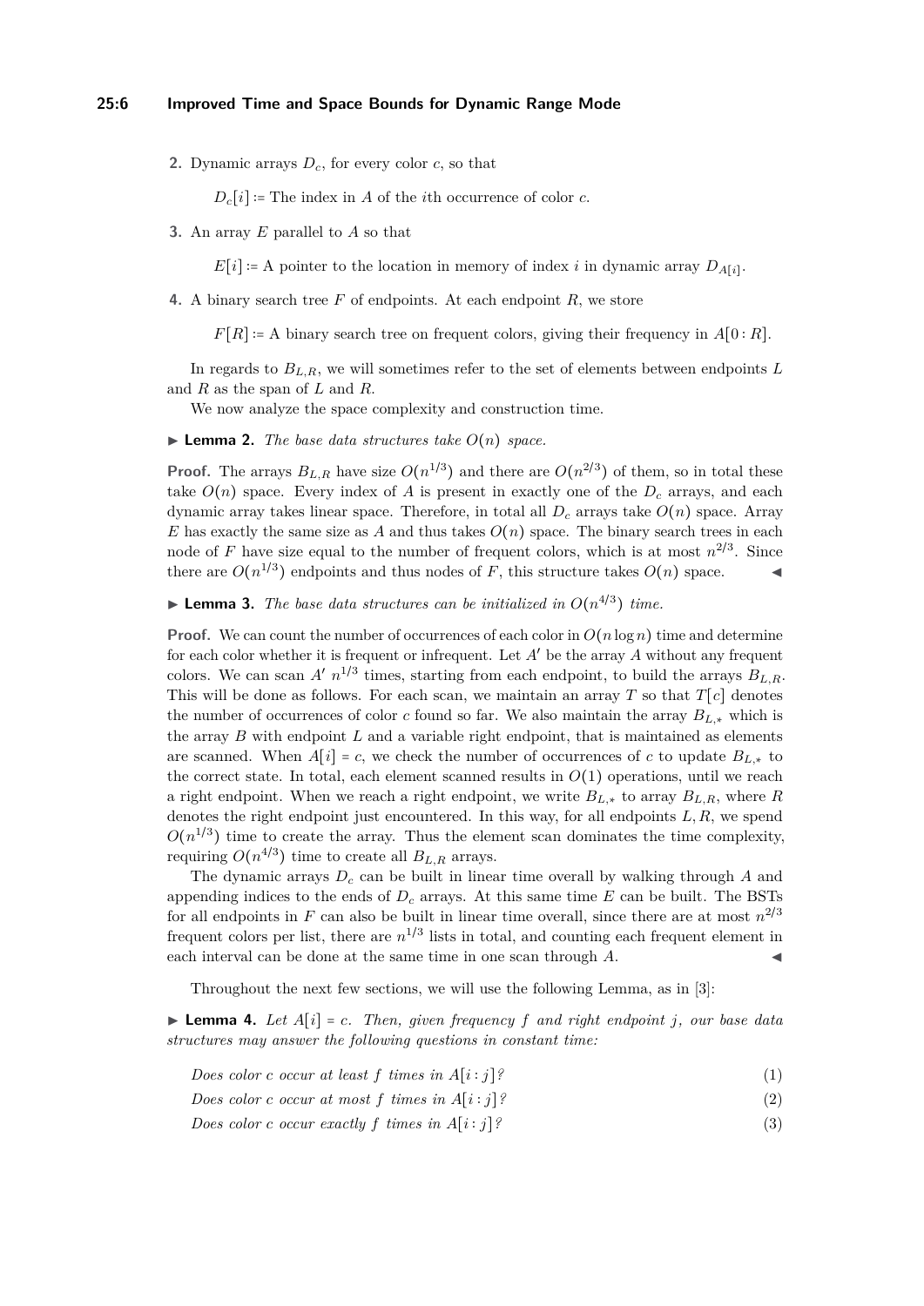2. Dynamic arrays $D_c$, for every color $c$, so that

   $D_c[i]$ := The index in $A$ of the $i$th occurrence of color $c$.

3. An array $E$ parallel to $A$ so that

   $E[i]$ := A pointer to the location in memory of index $i$ in dynamic array $D_{A[i]}$.

4. A binary search tree $F$ of endpoints. At each endpoint $R$, we store

   $F[R]$ := A binary search tree on frequent colors, giving their frequency in $A[0:R]$.

In regards to $B_{L,R}$, we will sometimes refer to the set of elements between endpoints $L$ and $R$ as the span of $L$ and $R$.

We now analyze the space complexity and construction time.

▶ **Lemma 2.** *The base data structures take $O(n)$ space.*

**Proof.** The arrays $B_{L,R}$ have size $O(n^{1/3})$ and there are $O(n^{2/3})$ of them, so in total these take $O(n)$ space. Every index of $A$ is present in exactly one of the $D_c$ arrays, and each dynamic array takes linear space. Therefore, in total all $D_c$ arrays take $O(n)$ space. Array $E$ has exactly the same size as $A$ and thus takes $O(n)$ space. The binary search trees in each node of $F$ have size equal to the number of frequent colors, which is at most $n^{2/3}$. Since there are $O(n^{1/3})$ endpoints and thus nodes of $F$, this structure takes $O(n)$ space. ◀

▶ **Lemma 3.** *The base data structures can be initialized in $O(n^{4/3})$ time.*

**Proof.** We can count the number of occurrences of each color in $O(n \log n)$ time and determine for each color whether it is frequent or infrequent. Let $A'$ be the array $A$ without any frequent colors. We can scan $A'$ $n^{1/3}$ times, starting from each endpoint, to build the arrays $B_{L,R}$. This will be done as follows. For each scan, we maintain an array $T$ so that $T[c]$ denotes the number of occurrences of color $c$ found so far. We also maintain the array $B_{L,*}$ which is the array $B$ with endpoint $L$ and a variable right endpoint, that is maintained as elements are scanned. When $A[i] = c$, we check the number of occurrences of $c$ to update $B_{L,*}$ to the correct state. In total, each element scanned results in $O(1)$ operations, until we reach a right endpoint. When we reach a right endpoint, we write $B_{L,*}$ to array $B_{L,R}$, where $R$ denotes the right endpoint just encountered. In this way, for all endpoints $L, R$, we spend $O(n^{1/3})$ time to create the array. Thus the element scan dominates the time complexity, requiring $O(n^{4/3})$ time to create all $B_{L,R}$ arrays.

The dynamic arrays $D_c$ can be built in linear time overall by walking through $A$ and appending indices to the ends of $D_c$ arrays. At this same time $E$ can be built. The BSTs for all endpoints in $F$ can also be built in linear time overall, since there are at most $n^{2/3}$ frequent colors per list, there are $n^{1/3}$ lists in total, and counting each frequent element in each interval can be done at the same time in one scan through $A$. ◀

Throughout the next few sections, we will use the following Lemma, as in [3]:

▶ **Lemma 4.** *Let $A[i] = c$. Then, given frequency $f$ and right endpoint $j$, our base data structures may answer the following questions in constant time:*

*Does color $c$ occur at least $f$ times in $A[i:j]$?* (1)

*Does color $c$ occur at most $f$ times in $A[i:j]$?* (2)

*Does color $c$ occur exactly $f$ times in $A[i:j]$?* (3)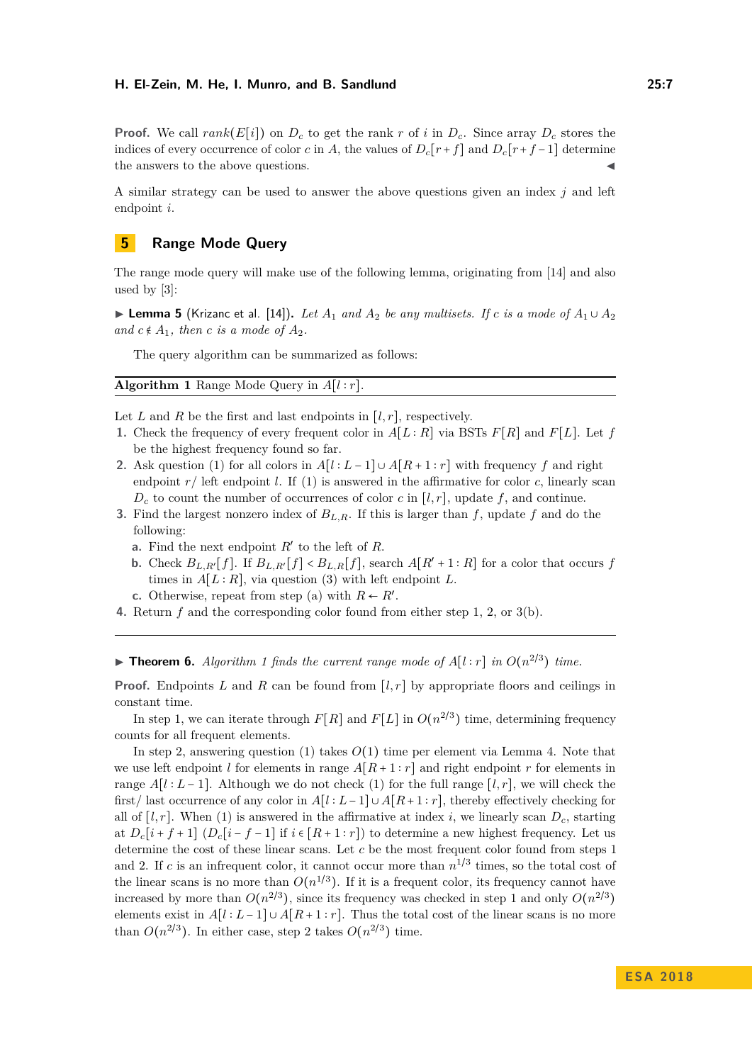**Proof.** We call $rank(E[i])$ on $D_c$ to get the rank $r$ of $i$ in $D_c$. Since array $D_c$ stores the indices of every occurrence of color $c$ in $A$, the values of $D_c[r+f]$ and $D_c[r+f-1]$ determine the answers to the above questions. ◀

A similar strategy can be used to answer the above questions given an index $j$ and left endpoint $i$.

## 5 Range Mode Query

The range mode query will make use of the following lemma, originating from [14] and also used by [3]:

▶ **Lemma 5** (Krizanc et al. [14]). *Let $A_1$ and $A_2$ be any multisets. If $c$ is a mode of $A_1 \cup A_2$ and $c \notin A_1$, then $c$ is a mode of $A_2$.*

The query algorithm can be summarized as follows:

---

**Algorithm 1** Range Mode Query in $A[l:r]$.

---

Let $L$ and $R$ be the first and last endpoints in $[l, r]$, respectively.

1. Check the frequency of every frequent color in $A[L:R]$ via BSTs $F[R]$ and $F[L]$. Let $f$ be the highest frequency found so far.
2. Ask question (1) for all colors in $A[l:L-1] \cup A[R+1:r]$ with frequency $f$ and right endpoint $r$/ left endpoint $l$. If (1) is answered in the affirmative for color $c$, linearly scan $D_c$ to count the number of occurrences of color $c$ in $[l, r]$, update $f$, and continue.
3. Find the largest nonzero index of $B_{L,R}$. If this is larger than $f$, update $f$ and do the following:
   a. Find the next endpoint $R'$ to the left of $R$.
   b. Check $B_{L,R'}[f]$. If $B_{L,R'}[f] < B_{L,R}[f]$, search $A[R'+1:R]$ for a color that occurs $f$ times in $A[L:R]$, via question (3) with left endpoint $L$.
   c. Otherwise, repeat from step (a) with $R \leftarrow R'$.
4. Return $f$ and the corresponding color found from either step 1, 2, or 3(b).

---

▶ **Theorem 6.** *Algorithm 1 finds the current range mode of $A[l:r]$ in $O(n^{2/3})$ time.*

**Proof.** Endpoints $L$ and $R$ can be found from $[l, r]$ by appropriate floors and ceilings in constant time.

In step 1, we can iterate through $F[R]$ and $F[L]$ in $O(n^{2/3})$ time, determining frequency counts for all frequent elements.

In step 2, answering question (1) takes $O(1)$ time per element via Lemma 4. Note that we use left endpoint $l$ for elements in range $A[R+1:r]$ and right endpoint $r$ for elements in range $A[l:L-1]$. Although we do not check (1) for the full range $[l, r]$, we will check the first/ last occurrence of any color in $A[l:L-1] \cup A[R+1:r]$, thereby effectively checking for all of $[l, r]$. When (1) is answered in the affirmative at index $i$, we linearly scan $D_c$, starting at $D_c[i+f+1]$ ($D_c[i-f-1]$ if $i \in [R+1:r]$) to determine a new highest frequency. Let us determine the cost of these linear scans. Let $c$ be the most frequent color found from steps 1 and 2. If $c$ is an infrequent color, it cannot occur more than $n^{1/3}$ times, so the total cost of the linear scans is no more than $O(n^{1/3})$. If it is a frequent color, its frequency cannot have increased by more than $O(n^{2/3})$, since its frequency was checked in step 1 and only $O(n^{2/3})$ elements exist in $A[l:L-1] \cup A[R+1:r]$. Thus the total cost of the linear scans is no more than $O(n^{2/3})$. In either case, step 2 takes $O(n^{2/3})$ time.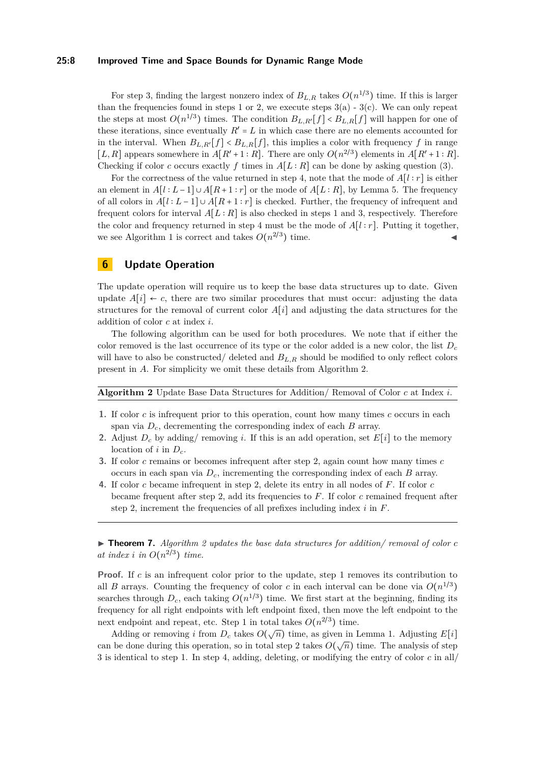For step 3, finding the largest nonzero index of $B_{L,R}$ takes $O(n^{1/3})$ time. If this is larger than the frequencies found in steps 1 or 2, we execute steps 3(a) - 3(c). We can only repeat the steps at most $O(n^{1/3})$ times. The condition $B_{L,R'}[f] < B_{L,R}[f]$ will happen for one of these iterations, since eventually $R' = L$ in which case there are no elements accounted for in the interval. When $B_{L,R'}[f] < B_{L,R}[f]$, this implies a color with frequency $f$ in range $[L, R]$ appears somewhere in $A[R'+1 : R]$. There are only $O(n^{2/3})$ elements in $A[R'+1 : R]$. Checking if color $c$ occurs exactly $f$ times in $A[L : R]$ can be done by asking question (3).

For the correctness of the value returned in step 4, note that the mode of $A[l : r]$ is either an element in $A[l : L-1] \cup A[R+1 : r]$ or the mode of $A[L : R]$, by Lemma 5. The frequency of all colors in $A[l : L-1] \cup A[R+1 : r]$ is checked. Further, the frequency of infrequent and frequent colors for interval $A[L : R]$ is also checked in steps 1 and 3, respectively. Therefore the color and frequency returned in step 4 must be the mode of $A[l : r]$. Putting it together, we see Algorithm 1 is correct and takes $O(n^{2/3})$ time. ◀

## 6 Update Operation

The update operation will require us to keep the base data structures up to date. Given update $A[i] \leftarrow c$, there are two similar procedures that must occur: adjusting the data structures for the removal of current color $A[i]$ and adjusting the data structures for the addition of color $c$ at index $i$.

The following algorithm can be used for both procedures. We note that if either the color removed is the last occurrence of its type or the color added is a new color, the list $D_c$ will have to also be constructed/ deleted and $B_{L,R}$ should be modified to only reflect colors present in $A$. For simplicity we omit these details from Algorithm 2.

**Algorithm 2** Update Base Data Structures for Addition/ Removal of Color $c$ at Index $i$.

1. If color $c$ is infrequent prior to this operation, count how many times $c$ occurs in each span via $D_c$, decrementing the corresponding index of each $B$ array.
2. Adjust $D_c$ by adding/ removing $i$. If this is an add operation, set $E[i]$ to the memory location of $i$ in $D_c$.
3. If color $c$ remains or becomes infrequent after step 2, again count how many times $c$ occurs in each span via $D_c$, incrementing the corresponding index of each $B$ array.
4. If color $c$ became infrequent in step 2, delete its entry in all nodes of $F$. If color $c$ became frequent after step 2, add its frequencies to $F$. If color $c$ remained frequent after step 2, increment the frequencies of all prefixes including index $i$ in $F$.

▶ **Theorem 7.** *Algorithm 2 updates the base data structures for addition/ removal of color $c$ at index $i$ in $O(n^{2/3})$ time.*

**Proof.** If $c$ is an infrequent color prior to the update, step 1 removes its contribution to all $B$ arrays. Counting the frequency of color $c$ in each interval can be done via $O(n^{1/3})$ searches through $D_c$, each taking $O(n^{1/3})$ time. We first start at the beginning, finding its frequency for all right endpoints with left endpoint fixed, then move the left endpoint to the next endpoint and repeat, etc. Step 1 in total takes $O(n^{2/3})$ time.

Adding or removing $i$ from $D_c$ takes $O(\sqrt{n})$ time, as given in Lemma 1. Adjusting $E[i]$ can be done during this operation, so in total step 2 takes $O(\sqrt{n})$ time. The analysis of step 3 is identical to step 1. In step 4, adding, deleting, or modifying the entry of color $c$ in all/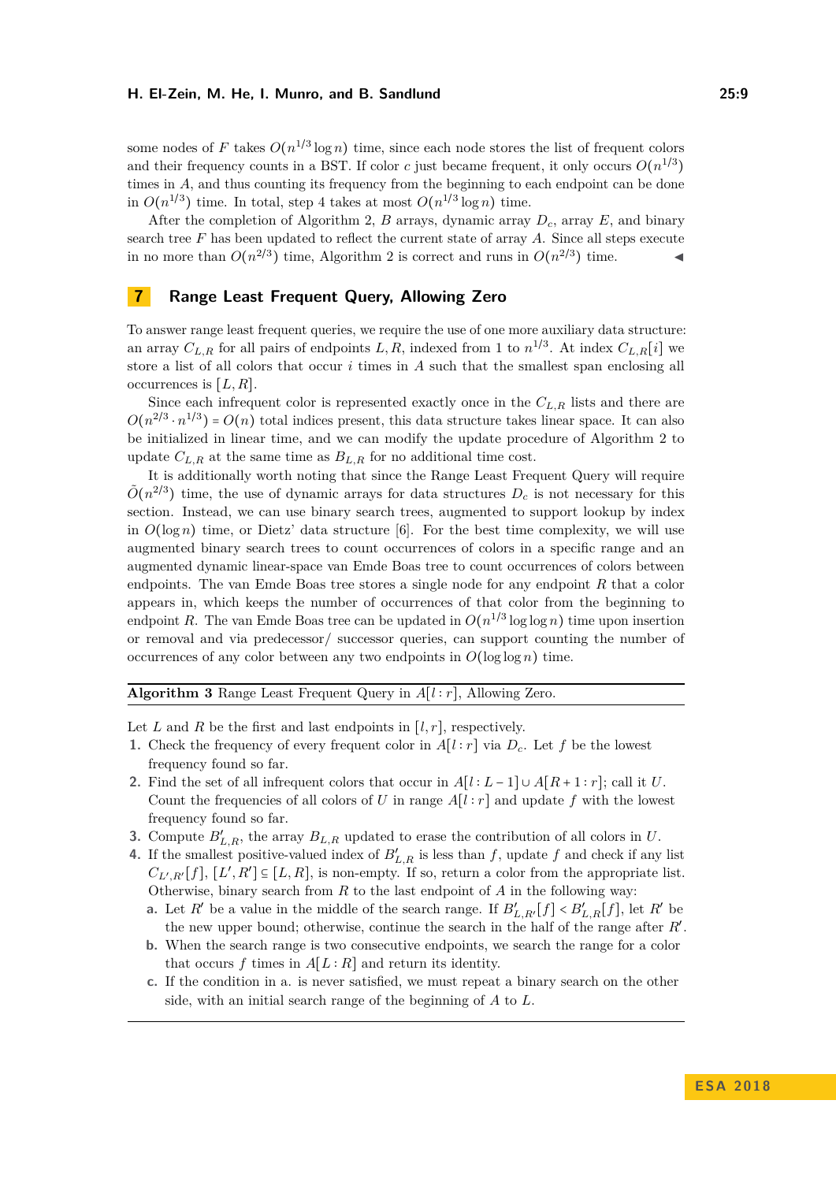some nodes of $F$ takes $O(n^{1/3}\log n)$ time, since each node stores the list of frequent colors and their frequency counts in a BST. If color $c$ just became frequent, it only occurs $O(n^{1/3})$ times in $A$, and thus counting its frequency from the beginning to each endpoint can be done in $O(n^{1/3})$ time. In total, step 4 takes at most $O(n^{1/3}\log n)$ time.

After the completion of Algorithm 2, $B$ arrays, dynamic array $D_c$, array $E$, and binary search tree $F$ has been updated to reflect the current state of array $A$. Since all steps execute in no more than $O(n^{2/3})$ time, Algorithm 2 is correct and runs in $O(n^{2/3})$ time. ◀

## 7 Range Least Frequent Query, Allowing Zero

To answer range least frequent queries, we require the use of one more auxiliary data structure: an array $C_{L,R}$ for all pairs of endpoints $L, R$, indexed from 1 to $n^{1/3}$. At index $C_{L,R}[i]$ we store a list of all colors that occur $i$ times in $A$ such that the smallest span enclosing all occurrences is $[L, R]$.

Since each infrequent color is represented exactly once in the $C_{L,R}$ lists and there are $O(n^{2/3} \cdot n^{1/3}) = O(n)$ total indices present, this data structure takes linear space. It can also be initialized in linear time, and we can modify the update procedure of Algorithm 2 to update $C_{L,R}$ at the same time as $B_{L,R}$ for no additional time cost.

It is additionally worth noting that since the Range Least Frequent Query will require $\tilde{O}(n^{2/3})$ time, the use of dynamic arrays for data structures $D_c$ is not necessary for this section. Instead, we can use binary search trees, augmented to support lookup by index in $O(\log n)$ time, or Dietz' data structure [6]. For the best time complexity, we will use augmented binary search trees to count occurrences of colors in a specific range and an augmented dynamic linear-space van Emde Boas tree to count occurrences of colors between endpoints. The van Emde Boas tree stores a single node for any endpoint $R$ that a color appears in, which keeps the number of occurrences of that color from the beginning to endpoint $R$. The van Emde Boas tree can be updated in $O(n^{1/3}\log\log n)$ time upon insertion or removal and via predecessor/ successor queries, can support counting the number of occurrences of any color between any two endpoints in $O(\log\log n)$ time.

---

**Algorithm 3** Range Least Frequent Query in $A[l:r]$, Allowing Zero.

---

Let $L$ and $R$ be the first and last endpoints in $[l, r]$, respectively.

1. Check the frequency of every frequent color in $A[l:r]$ via $D_c$. Let $f$ be the lowest frequency found so far.
2. Find the set of all infrequent colors that occur in $A[l:L-1] \cup A[R+1:r]$; call it $U$. Count the frequencies of all colors of $U$ in range $A[l:r]$ and update $f$ with the lowest frequency found so far.
3. Compute $B'_{L,R}$, the array $B_{L,R}$ updated to erase the contribution of all colors in $U$.
4. If the smallest positive-valued index of $B'_{L,R}$ is less than $f$, update $f$ and check if any list $C_{L',R'}[f]$, $[L', R'] \subseteq [L, R]$, is non-empty. If so, return a color from the appropriate list. Otherwise, binary search from $R$ to the last endpoint of $A$ in the following way:
   a. Let $R'$ be a value in the middle of the search range. If $B'_{L,R'}[f] < B'_{L,R}[f]$, let $R'$ be the new upper bound; otherwise, continue the search in the half of the range after $R'$.
   b. When the search range is two consecutive endpoints, we search the range for a color that occurs $f$ times in $A[L:R]$ and return its identity.
   c. If the condition in a. is never satisfied, we must repeat a binary search on the other side, with an initial search range of the beginning of $A$ to $L$.

---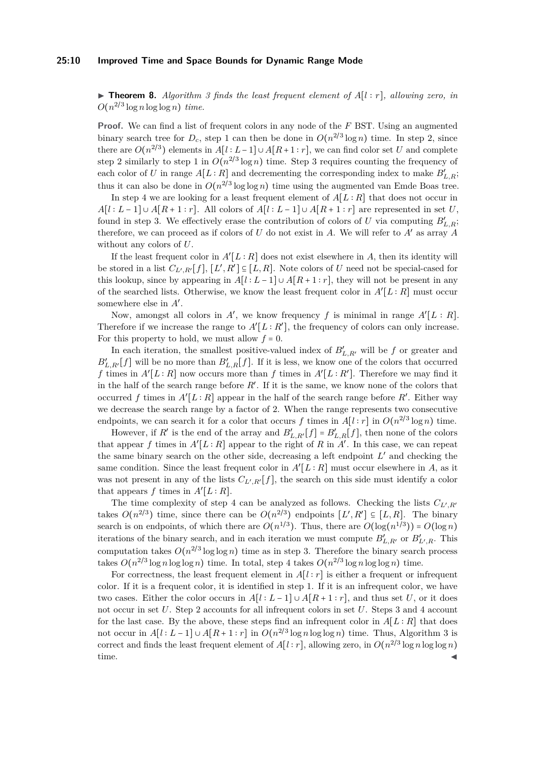▶ **Theorem 8.** *Algorithm 3 finds the least frequent element of $A[l:r]$, allowing zero, in $O(n^{2/3}\log n \log\log n)$ time.*

**Proof.** We can find a list of frequent colors in any node of the $F$ BST. Using an augmented binary search tree for $D_c$, step 1 can then be done in $O(n^{2/3}\log n)$ time. In step 2, since there are $O(n^{2/3})$ elements in $A[l:L-1]\cup A[R+1:r]$, we can find color set $U$ and complete step 2 similarly to step 1 in $O(n^{2/3}\log n)$ time. Step 3 requires counting the frequency of each color of $U$ in range $A[L:R]$ and decrementing the corresponding index to make $B'_{L,R}$; thus it can also be done in $O(n^{2/3}\log\log n)$ time using the augmented van Emde Boas tree.

In step 4 we are looking for a least frequent element of $A[L:R]$ that does not occur in $A[l:L-1]\cup A[R+1:r]$. All colors of $A[l:L-1]\cup A[R+1:r]$ are represented in set $U$, found in step 3. We effectively erase the contribution of colors of $U$ via computing $B'_{L,R}$; therefore, we can proceed as if colors of $U$ do not exist in $A$. We will refer to $A'$ as array $A$ without any colors of $U$.

If the least frequent color in $A'[L:R]$ does not exist elsewhere in $A$, then its identity will be stored in a list $C_{L',R'}[f]$, $[L',R']\subseteq[L,R]$. Note colors of $U$ need not be special-cased for this lookup, since by appearing in $A[l:L-1]\cup A[R+1:r]$, they will not be present in any of the searched lists. Otherwise, we know the least frequent color in $A'[L:R]$ must occur somewhere else in $A'$.

Now, amongst all colors in $A'$, we know frequency $f$ is minimal in range $A'[L:R]$. Therefore if we increase the range to $A'[L:R']$, the frequency of colors can only increase. For this property to hold, we must allow $f=0$.

In each iteration, the smallest positive-valued index of $B'_{L,R'}$ will be $f$ or greater and $B'_{L,R'}[f]$ will be no more than $B'_{L,R}[f]$. If it is less, we know one of the colors that occurred $f$ times in $A'[L:R]$ now occurs more than $f$ times in $A'[L:R']$. Therefore we may find it in the half of the search range before $R'$. If it is the same, we know none of the colors that occurred $f$ times in $A'[L:R]$ appear in the half of the search range before $R'$. Either way we decrease the search range by a factor of 2. When the range represents two consecutive endpoints, we can search it for a color that occurs $f$ times in $A[l:r]$ in $O(n^{2/3}\log n)$ time.

However, if $R'$ is the end of the array and $B'_{L,R'}[f]=B'_{L,R}[f]$, then none of the colors that appear $f$ times in $A'[L:R]$ appear to the right of $R$ in $A'$. In this case, we can repeat the same binary search on the other side, decreasing a left endpoint $L'$ and checking the same condition. Since the least frequent color in $A'[L:R]$ must occur elsewhere in $A$, as it was not present in any of the lists $C_{L',R'}[f]$, the search on this side must identify a color that appears $f$ times in $A'[L:R]$.

The time complexity of step 4 can be analyzed as follows. Checking the lists $C_{L',R'}$ takes $O(n^{2/3})$ time, since there can be $O(n^{2/3})$ endpoints $[L',R']\subseteq[L,R]$. The binary search is on endpoints, of which there are $O(n^{1/3})$. Thus, there are $O(\log(n^{1/3}))=O(\log n)$ iterations of the binary search, and in each iteration we must compute $B'_{L,R'}$ or $B'_{L',R}$. This computation takes $O(n^{2/3}\log\log n)$ time as in step 3. Therefore the binary search process takes $O(n^{2/3}\log n\log\log n)$ time. In total, step 4 takes $O(n^{2/3}\log n\log\log n)$ time.

For correctness, the least frequent element in $A[l:r]$ is either a frequent or infrequent color. If it is a frequent color, it is identified in step 1. If it is an infrequent color, we have two cases. Either the color occurs in $A[l:L-1]\cup A[R+1:r]$, and thus set $U$, or it does not occur in set $U$. Step 2 accounts for all infrequent colors in set $U$. Steps 3 and 4 account for the last case. By the above, these steps find an infrequent color in $A[L:R]$ that does not occur in $A[l:L-1]\cup A[R+1:r]$ in $O(n^{2/3}\log n\log\log n)$ time. Thus, Algorithm 3 is correct and finds the least frequent element of $A[l:r]$, allowing zero, in $O(n^{2/3}\log n\log\log n)$ time. ◀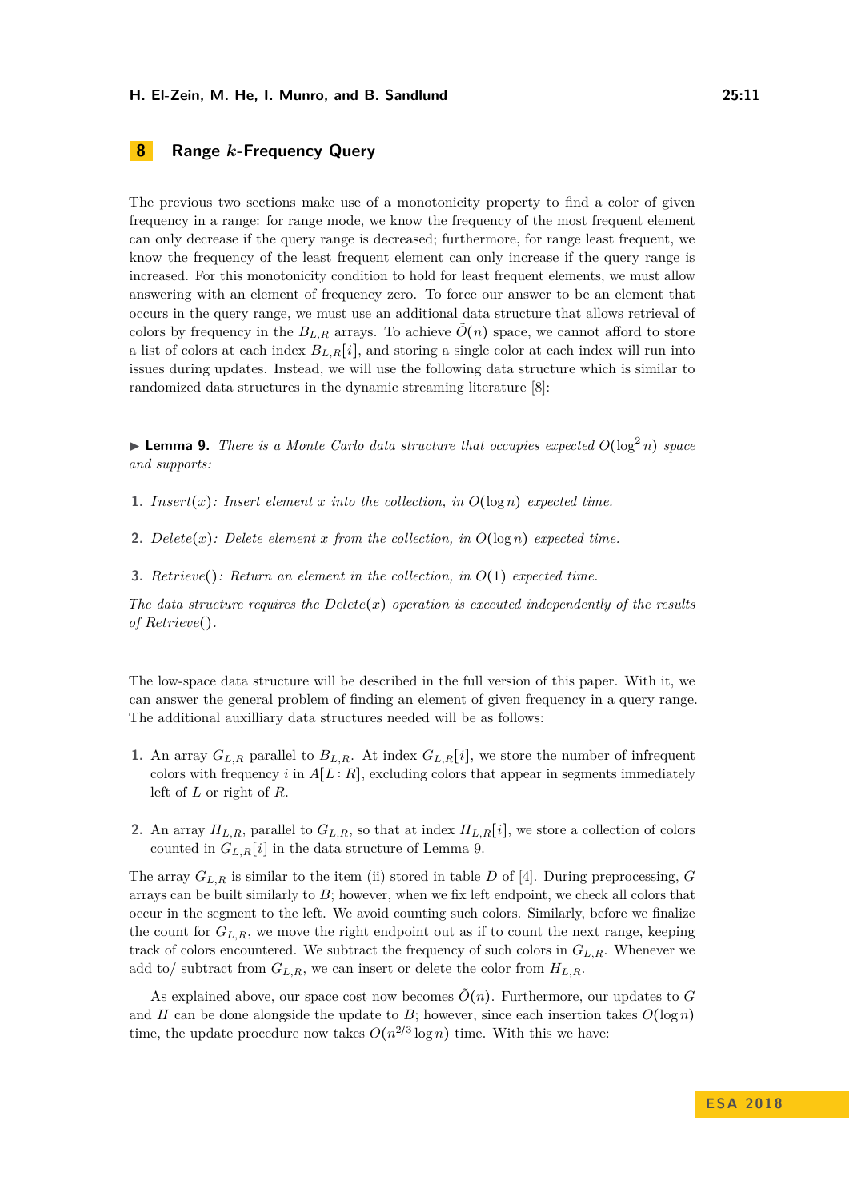## 8 Range $k$-Frequency Query

The previous two sections make use of a monotonicity property to find a color of given frequency in a range: for range mode, we know the frequency of the most frequent element can only decrease if the query range is decreased; furthermore, for range least frequent, we know the frequency of the least frequent element can only increase if the query range is increased. For this monotonicity condition to hold for least frequent elements, we must allow answering with an element of frequency zero. To force our answer to be an element that occurs in the query range, we must use an additional data structure that allows retrieval of colors by frequency in the $B_{L,R}$ arrays. To achieve $\tilde{O}(n)$ space, we cannot afford to store a list of colors at each index $B_{L,R}[i]$, and storing a single color at each index will run into issues during updates. Instead, we will use the following data structure which is similar to randomized data structures in the dynamic streaming literature [8]:

▶ **Lemma 9.** *There is a Monte Carlo data structure that occupies expected $O(\log^2 n)$ space and supports:*

1. *Insert($x$): Insert element $x$ into the collection, in $O(\log n)$ expected time.*
2. *Delete($x$): Delete element $x$ from the collection, in $O(\log n)$ expected time.*
3. *Retrieve(): Return an element in the collection, in $O(1)$ expected time.*

*The data structure requires the Delete($x$) operation is executed independently of the results of Retrieve().*

The low-space data structure will be described in the full version of this paper. With it, we can answer the general problem of finding an element of given frequency in a query range. The additional auxilliary data structures needed will be as follows:

1. An array $G_{L,R}$ parallel to $B_{L,R}$. At index $G_{L,R}[i]$, we store the number of infrequent colors with frequency $i$ in $A[L:R]$, excluding colors that appear in segments immediately left of $L$ or right of $R$.
2. An array $H_{L,R}$, parallel to $G_{L,R}$, so that at index $H_{L,R}[i]$, we store a collection of colors counted in $G_{L,R}[i]$ in the data structure of Lemma 9.

The array $G_{L,R}$ is similar to the item (ii) stored in table $D$ of [4]. During preprocessing, $G$ arrays can be built similarly to $B$; however, when we fix left endpoint, we check all colors that occur in the segment to the left. We avoid counting such colors. Similarly, before we finalize the count for $G_{L,R}$, we move the right endpoint out as if to count the next range, keeping track of colors encountered. We subtract the frequency of such colors in $G_{L,R}$. Whenever we add to/ subtract from $G_{L,R}$, we can insert or delete the color from $H_{L,R}$.

As explained above, our space cost now becomes $\tilde{O}(n)$. Furthermore, our updates to $G$ and $H$ can be done alongside the update to $B$; however, since each insertion takes $O(\log n)$ time, the update procedure now takes $O(n^{2/3} \log n)$ time. With this we have: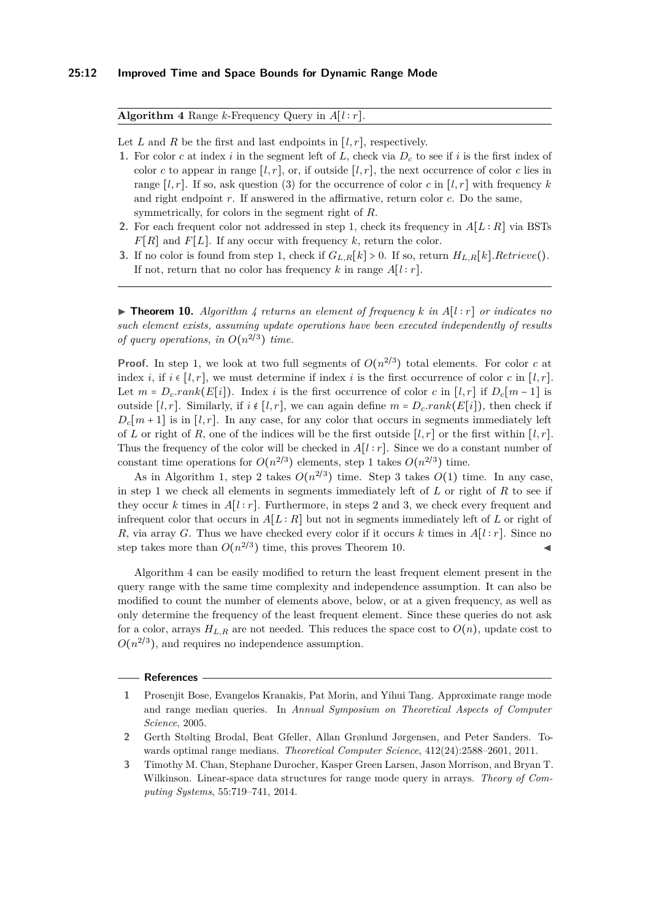**Algorithm 4** Range $k$-Frequency Query in $A[l:r]$.

Let $L$ and $R$ be the first and last endpoints in $[l,r]$, respectively.

1. For color $c$ at index $i$ in the segment left of $L$, check via $D_c$ to see if $i$ is the first index of color $c$ to appear in range $[l,r]$, or, if outside $[l,r]$, the next occurrence of color $c$ lies in range $[l,r]$. If so, ask question (3) for the occurrence of color $c$ in $[l,r]$ with frequency $k$ and right endpoint $r$. If answered in the affirmative, return color $c$. Do the same, symmetrically, for colors in the segment right of $R$.
2. For each frequent color not addressed in step 1, check its frequency in $A[L:R]$ via BSTs $F[R]$ and $F[L]$. If any occur with frequency $k$, return the color.
3. If no color is found from step 1, check if $G_{L,R}[k] > 0$. If so, return $H_{L,R}[k].Retrieve()$. If not, return that no color has frequency $k$ in range $A[l:r]$.

▶ **Theorem 10.** *Algorithm 4 returns an element of frequency $k$ in $A[l:r]$ or indicates no such element exists, assuming update operations have been executed independently of results of query operations, in $O(n^{2/3})$ time.*

**Proof.** In step 1, we look at two full segments of $O(n^{2/3})$ total elements. For color $c$ at index $i$, if $i \in [l,r]$, we must determine if index $i$ is the first occurrence of color $c$ in $[l,r]$. Let $m = D_c.rank(E[i])$. Index $i$ is the first occurrence of color $c$ in $[l,r]$ if $D_c[m-1]$ is outside $[l,r]$. Similarly, if $i \notin [l,r]$, we can again define $m = D_c.rank(E[i])$, then check if $D_c[m+1]$ is in $[l,r]$. In any case, for any color that occurs in segments immediately left of $L$ or right of $R$, one of the indices will be the first outside $[l,r]$ or the first within $[l,r]$. Thus the frequency of the color will be checked in $A[l:r]$. Since we do a constant number of constant time operations for $O(n^{2/3})$ elements, step 1 takes $O(n^{2/3})$ time.

As in Algorithm 1, step 2 takes $O(n^{2/3})$ time. Step 3 takes $O(1)$ time. In any case, in step 1 we check all elements in segments immediately left of $L$ or right of $R$ to see if they occur $k$ times in $A[l:r]$. Furthermore, in steps 2 and 3, we check every frequent and infrequent color that occurs in $A[L:R]$ but not in segments immediately left of $L$ or right of $R$, via array $G$. Thus we have checked every color if it occurs $k$ times in $A[l:r]$. Since no step takes more than $O(n^{2/3})$ time, this proves Theorem 10. ◀

Algorithm 4 can be easily modified to return the least frequent element present in the query range with the same time complexity and independence assumption. It can also be modified to count the number of elements above, below, or at a given frequency, as well as only determine the frequency of the least frequent element. Since these queries do not ask for a color, arrays $H_{L,R}$ are not needed. This reduces the space cost to $O(n)$, update cost to $O(n^{2/3})$, and requires no independence assumption.

## References

1. Prosenjit Bose, Evangelos Kranakis, Pat Morin, and Yihui Tang. Approximate range mode and range median queries. In *Annual Symposium on Theoretical Aspects of Computer Science*, 2005.
2. Gerth Stølting Brodal, Beat Gfeller, Allan Grønlund Jørgensen, and Peter Sanders. Towards optimal range medians. *Theoretical Computer Science*, 412(24):2588–2601, 2011.
3. Timothy M. Chan, Stephane Durocher, Kasper Green Larsen, Jason Morrison, and Bryan T. Wilkinson. Linear-space data structures for range mode query in arrays. *Theory of Computing Systems*, 55:719–741, 2014.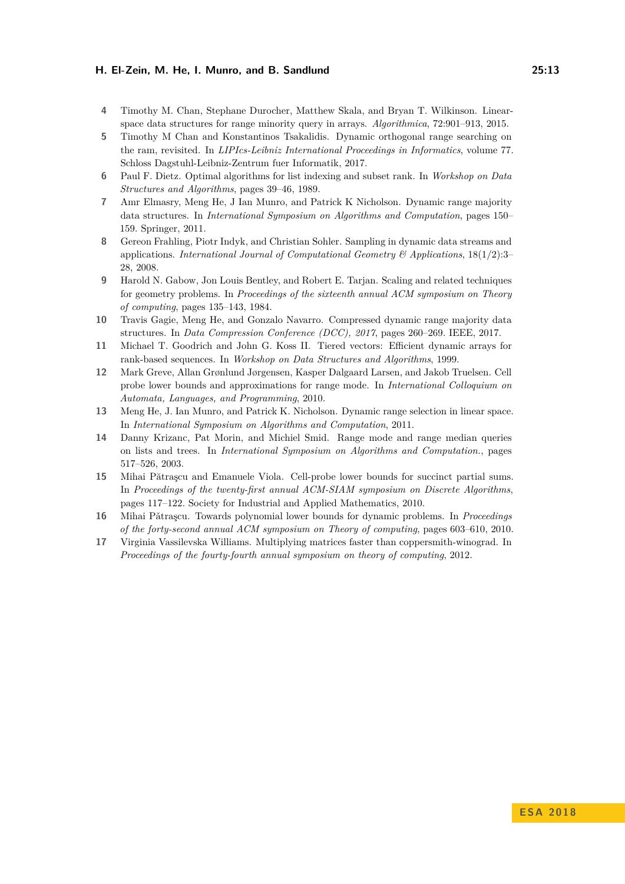4 Timothy M. Chan, Stephane Durocher, Matthew Skala, and Bryan T. Wilkinson. Linear-space data structures for range minority query in arrays. *Algorithmica*, 72:901–913, 2015.

5 Timothy M Chan and Konstantinos Tsakalidis. Dynamic orthogonal range searching on the ram, revisited. In *LIPIcs-Leibniz International Proceedings in Informatics*, volume 77. Schloss Dagstuhl-Leibniz-Zentrum fuer Informatik, 2017.

6 Paul F. Dietz. Optimal algorithms for list indexing and subset rank. In *Workshop on Data Structures and Algorithms*, pages 39–46, 1989.

7 Amr Elmasry, Meng He, J Ian Munro, and Patrick K Nicholson. Dynamic range majority data structures. In *International Symposium on Algorithms and Computation*, pages 150–159. Springer, 2011.

8 Gereon Frahling, Piotr Indyk, and Christian Sohler. Sampling in dynamic data streams and applications. *International Journal of Computational Geometry & Applications*, 18(1/2):3–28, 2008.

9 Harold N. Gabow, Jon Louis Bentley, and Robert E. Tarjan. Scaling and related techniques for geometry problems. In *Proceedings of the sixteenth annual ACM symposium on Theory of computing*, pages 135–143, 1984.

10 Travis Gagie, Meng He, and Gonzalo Navarro. Compressed dynamic range majority data structures. In *Data Compression Conference (DCC), 2017*, pages 260–269. IEEE, 2017.

11 Michael T. Goodrich and John G. Koss II. Tiered vectors: Efficient dynamic arrays for rank-based sequences. In *Workshop on Data Structures and Algorithms*, 1999.

12 Mark Greve, Allan Grønlund Jørgensen, Kasper Dalgaard Larsen, and Jakob Truelsen. Cell probe lower bounds and approximations for range mode. In *International Colloquium on Automata, Languages, and Programming*, 2010.

13 Meng He, J. Ian Munro, and Patrick K. Nicholson. Dynamic range selection in linear space. In *International Symposium on Algorithms and Computation*, 2011.

14 Danny Krizanc, Pat Morin, and Michiel Smid. Range mode and range median queries on lists and trees. In *International Symposium on Algorithms and Computation.*, pages 517–526, 2003.

15 Mihai Pǎtraşcu and Emanuele Viola. Cell-probe lower bounds for succinct partial sums. In *Proceedings of the twenty-first annual ACM-SIAM symposium on Discrete Algorithms*, pages 117–122. Society for Industrial and Applied Mathematics, 2010.

16 Mihai Pǎtraşcu. Towards polynomial lower bounds for dynamic problems. In *Proceedings of the forty-second annual ACM symposium on Theory of computing*, pages 603–610, 2010.

17 Virginia Vassilevska Williams. Multiplying matrices faster than coppersmith-winograd. In *Proceedings of the fourty-fourth annual symposium on theory of computing*, 2012.